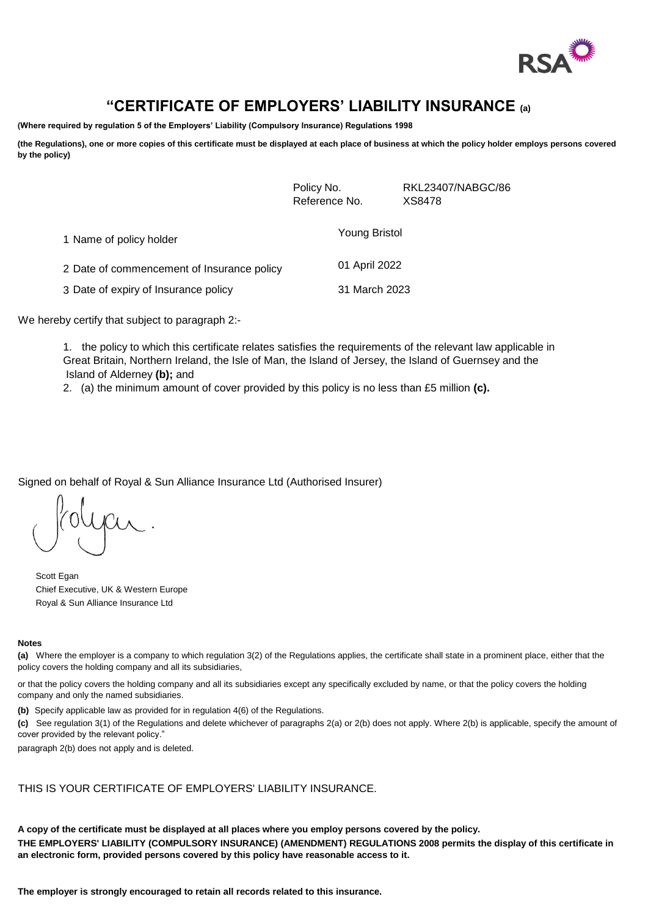RSA

# "CERTIFICATE OF EMPLOYERS' LIABILITY INSURANCE (a)

**(Where required by regulation 5 of the Employers' Liability (Compulsory Insurance) Regulations 1998**

**(the Regulations), one or more copies of this certificate must be displayed at each place of business at which the policy holder employs persons covered by the policy)**

| | |
|---|---|
| Policy No. | RKL23407/NABGC/86 |
| Reference No. | XS8478 |

| | |
|---|---|
| 1 Name of policy holder | Young Bristol |
| 2 Date of commencement of Insurance policy | 01 April 2022 |
| 3 Date of expiry of Insurance policy | 31 March 2023 |

We hereby certify that subject to paragraph 2:-

1. the policy to which this certificate relates satisfies the requirements of the relevant law applicable in Great Britain, Northern Ireland, the Isle of Man, the Island of Jersey, the Island of Guernsey and the Island of Alderney **(b);** and
2. (a) the minimum amount of cover provided by this policy is no less than £5 million **(c).**

Signed on behalf of Royal & Sun Alliance Insurance Ltd (Authorised Insurer)

Scott Egan
Chief Executive, UK & Western Europe
Royal & Sun Alliance Insurance Ltd

**Notes**

**(a)** Where the employer is a company to which regulation 3(2) of the Regulations applies, the certificate shall state in a prominent place, either that the policy covers the holding company and all its subsidiaries,

or that the policy covers the holding company and all its subsidiaries except any specifically excluded by name, or that the policy covers the holding company and only the named subsidiaries.

**(b)** Specify applicable law as provided for in regulation 4(6) of the Regulations.

**(c)** See regulation 3(1) of the Regulations and delete whichever of paragraphs 2(a) or 2(b) does not apply. Where 2(b) is applicable, specify the amount of cover provided by the relevant policy."

paragraph 2(b) does not apply and is deleted.

THIS IS YOUR CERTIFICATE OF EMPLOYERS' LIABILITY INSURANCE.

**A copy of the certificate must be displayed at all places where you employ persons covered by the policy.**

**THE EMPLOYERS' LIABILITY (COMPULSORY INSURANCE) (AMENDMENT) REGULATIONS 2008 permits the display of this certificate in an electronic form, provided persons covered by this policy have reasonable access to it.**

**The employer is strongly encouraged to retain all records related to this insurance.**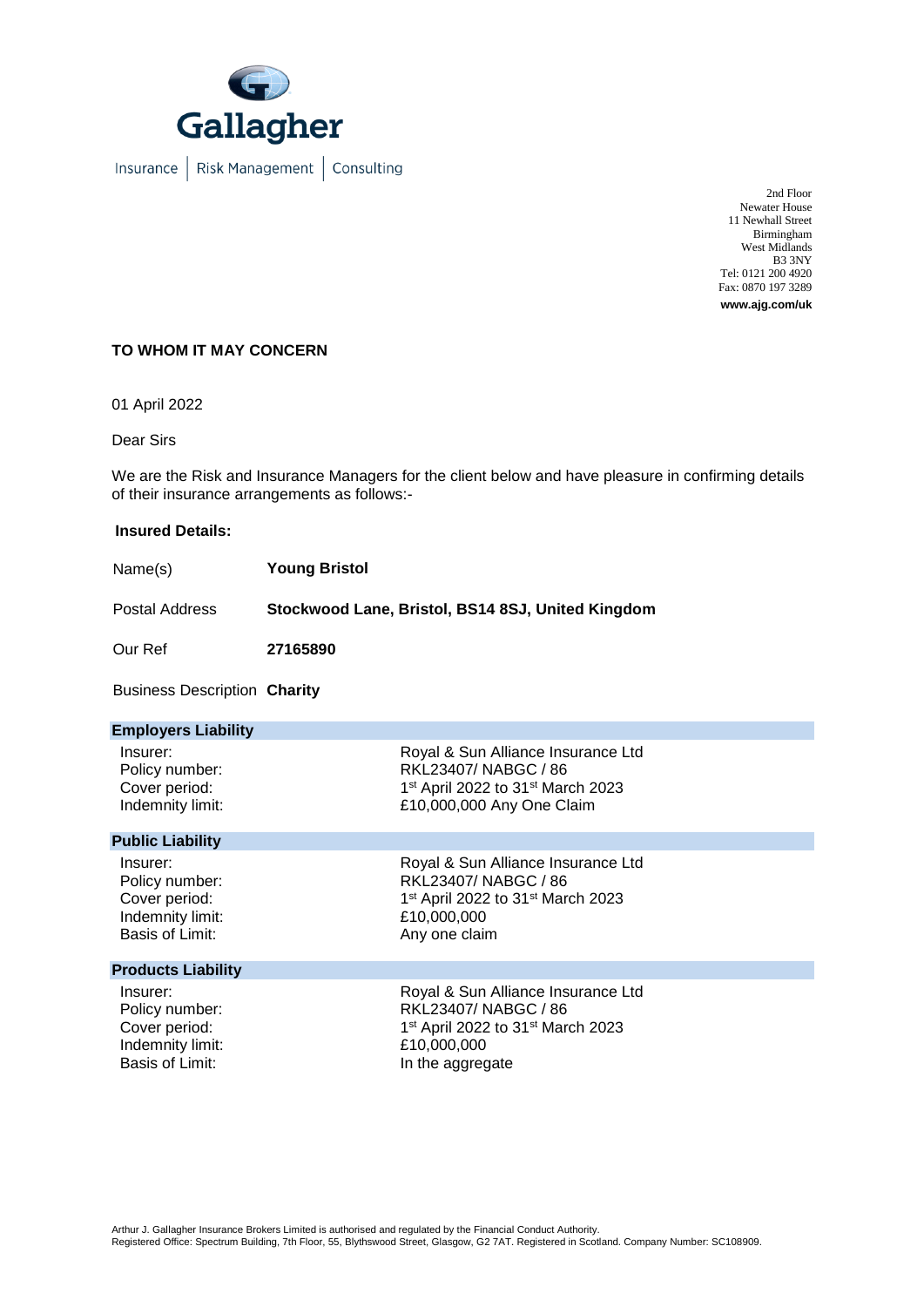Gallagher

Insurance | Risk Management | Consulting

2nd Floor
Newater House
11 Newhall Street
Birmingham
West Midlands
B3 3NY
Tel: 0121 200 4920
Fax: 0870 197 3289
**www.ajg.com/uk**

**TO WHOM IT MAY CONCERN**

01 April 2022

Dear Sirs

We are the Risk and Insurance Managers for the client below and have pleasure in confirming details of their insurance arrangements as follows:-

**Insured Details:**

| | |
|---|---|
| Name(s) | **Young Bristol** |
| Postal Address | **Stockwood Lane, Bristol, BS14 8SJ, United Kingdom** |
| Our Ref | **27165890** |
| Business Description | **Charity** |

**Employers Liability**

| | |
|---|---|
| Insurer: | Royal & Sun Alliance Insurance Ltd |
| Policy number: | RKL23407/ NABGC / 86 |
| Cover period: | 1st April 2022 to 31st March 2023 |
| Indemnity limit: | £10,000,000 Any One Claim |

**Public Liability**

| | |
|---|---|
| Insurer: | Royal & Sun Alliance Insurance Ltd |
| Policy number: | RKL23407/ NABGC / 86 |
| Cover period: | 1st April 2022 to 31st March 2023 |
| Indemnity limit: | £10,000,000 |
| Basis of Limit: | Any one claim |

**Products Liability**

| | |
|---|---|
| Insurer: | Royal & Sun Alliance Insurance Ltd |
| Policy number: | RKL23407/ NABGC / 86 |
| Cover period: | 1st April 2022 to 31st March 2023 |
| Indemnity limit: | £10,000,000 |
| Basis of Limit: | In the aggregate |

Arthur J. Gallagher Insurance Brokers Limited is authorised and regulated by the Financial Conduct Authority.
Registered Office: Spectrum Building, 7th Floor, 55, Blythswood Street, Glasgow, G2 7AT. Registered in Scotland. Company Number: SC108909.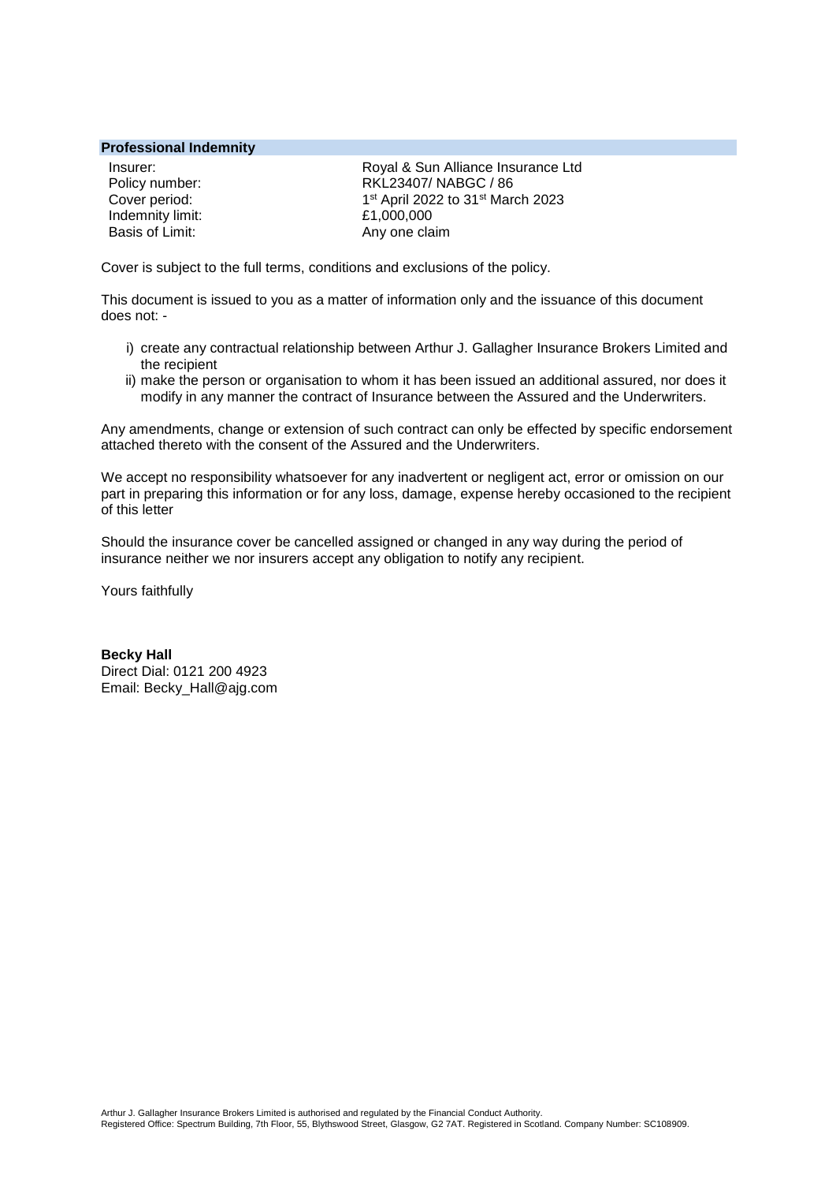## Professional Indemnity

| | |
|---|---|
| Insurer: | Royal & Sun Alliance Insurance Ltd |
| Policy number: | RKL23407/ NABGC / 86 |
| Cover period: | 1st April 2022 to 31st March 2023 |
| Indemnity limit: | £1,000,000 |
| Basis of Limit: | Any one claim |

Cover is subject to the full terms, conditions and exclusions of the policy.

This document is issued to you as a matter of information only and the issuance of this document does not: -

i) create any contractual relationship between Arthur J. Gallagher Insurance Brokers Limited and the recipient
ii) make the person or organisation to whom it has been issued an additional assured, nor does it modify in any manner the contract of Insurance between the Assured and the Underwriters.

Any amendments, change or extension of such contract can only be effected by specific endorsement attached thereto with the consent of the Assured and the Underwriters.

We accept no responsibility whatsoever for any inadvertent or negligent act, error or omission on our part in preparing this information or for any loss, damage, expense hereby occasioned to the recipient of this letter

Should the insurance cover be cancelled assigned or changed in any way during the period of insurance neither we nor insurers accept any obligation to notify any recipient.

Yours faithfully

**Becky Hall**
Direct Dial: 0121 200 4923
Email: Becky_Hall@ajg.com

Arthur J. Gallagher Insurance Brokers Limited is authorised and regulated by the Financial Conduct Authority.
Registered Office: Spectrum Building, 7th Floor, 55, Blythswood Street, Glasgow, G2 7AT. Registered in Scotland. Company Number: SC108909.